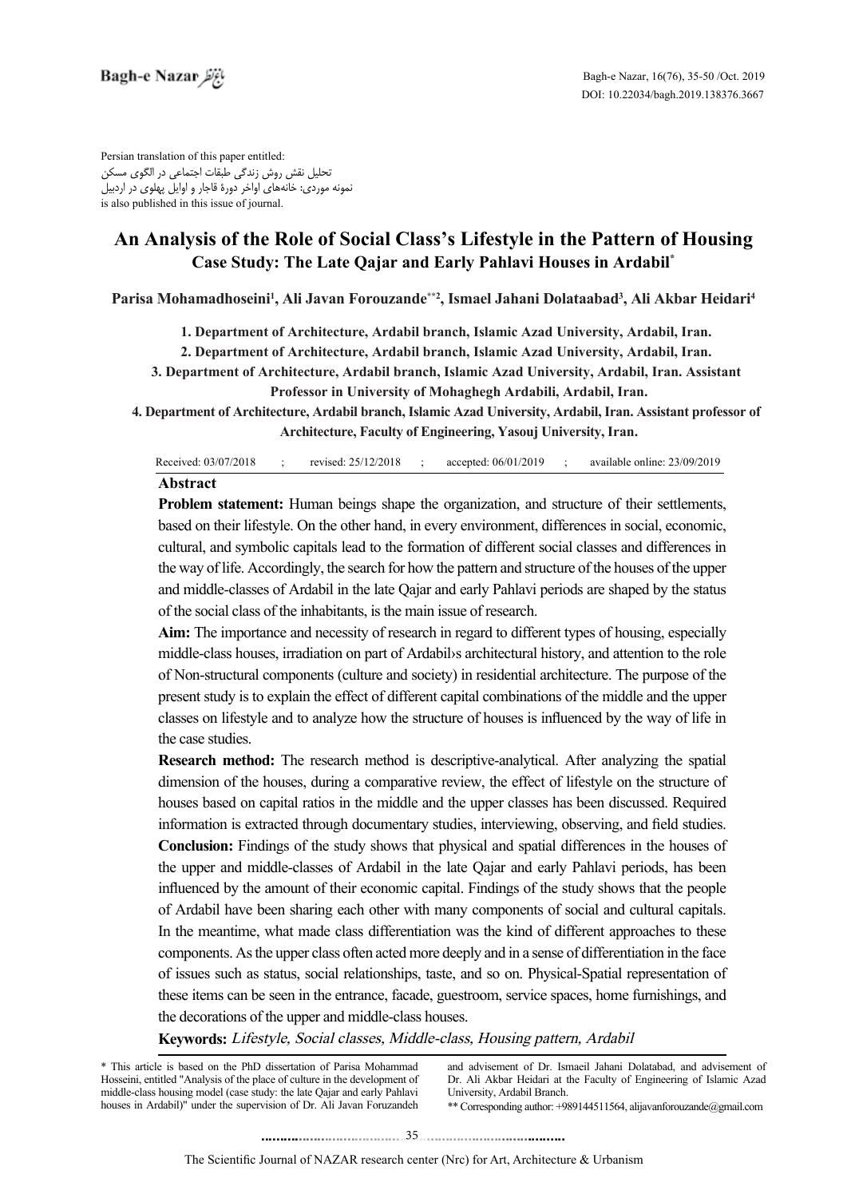Persian translation of this paper entitled:
تحلیل نقش روش زندگی طبقات اجتماعی در الگوی مسکن
نمونه موردی: خانه‌های اواخر دورهٔ قاجار و اوایل پهلوی در اردبیل
is also published in this issue of journal.

# An Analysis of the Role of Social Class's Lifestyle in the Pattern of Housing

## Case Study: The Late Qajar and Early Pahlavi Houses in Ardabil*

**Parisa Mohamadhoseini[1], Ali Javan Forouzande**[2], Ismael Jahani Dolataabad[3], Ali Akbar Heidari[4]**

1. Department of Architecture, Ardabil branch, Islamic Azad University, Ardabil, Iran.
2. Department of Architecture, Ardabil branch, Islamic Azad University, Ardabil, Iran.
3. Department of Architecture, Ardabil branch, Islamic Azad University, Ardabil, Iran. Assistant Professor in University of Mohaghegh Ardabili, Ardabil, Iran.
4. Department of Architecture, Ardabil branch, Islamic Azad University, Ardabil, Iran. Assistant professor of Architecture, Faculty of Engineering, Yasouj University, Iran.

Received: 03/07/2018 ; revised: 25/12/2018 ; accepted: 06/01/2019 ; available online: 23/09/2019

### Abstract

**Problem statement:** Human beings shape the organization, and structure of their settlements, based on their lifestyle. On the other hand, in every environment, differences in social, economic, cultural, and symbolic capitals lead to the formation of different social classes and differences in the way of life. Accordingly, the search for how the pattern and structure of the houses of the upper and middle-classes of Ardabil in the late Qajar and early Pahlavi periods are shaped by the status of the social class of the inhabitants, is the main issue of research.

**Aim:** The importance and necessity of research in regard to different types of housing, especially middle-class houses, irradiation on part of Ardabil›s architectural history, and attention to the role of Non-structural components (culture and society) in residential architecture. The purpose of the present study is to explain the effect of different capital combinations of the middle and the upper classes on lifestyle and to analyze how the structure of houses is influenced by the way of life in the case studies.

**Research method:** The research method is descriptive-analytical. After analyzing the spatial dimension of the houses, during a comparative review, the effect of lifestyle on the structure of houses based on capital ratios in the middle and the upper classes has been discussed. Required information is extracted through documentary studies, interviewing, observing, and field studies.

**Conclusion:** Findings of the study shows that physical and spatial differences in the houses of the upper and middle-classes of Ardabil in the late Qajar and early Pahlavi periods, has been influenced by the amount of their economic capital. Findings of the study shows that the people of Ardabil have been sharing each other with many components of social and cultural capitals. In the meantime, what made class differentiation was the kind of different approaches to these components. As the upper class often acted more deeply and in a sense of differentiation in the face of issues such as status, social relationships, taste, and so on. Physical-Spatial representation of these items can be seen in the entrance, facade, guestroom, service spaces, home furnishings, and the decorations of the upper and middle-class houses.

**Keywords:** *Lifestyle, Social classes, Middle-class, Housing pattern, Ardabil*

* This article is based on the PhD dissertation of Parisa Mohammad Hosseini, entitled "Analysis of the place of culture in the development of middle-class housing model (case study: the late Qajar and early Pahlavi houses in Ardabil)" under the supervision of Dr. Ali Javan Foruzandeh and advisement of Dr. Ismaeil Jahani Dolatabad, and advisement of Dr. Ali Akbar Heidari at the Faculty of Engineering of Islamic Azad University, Ardabil Branch.

** Corresponding author: +989144511564, alijavanforouzande@gmail.com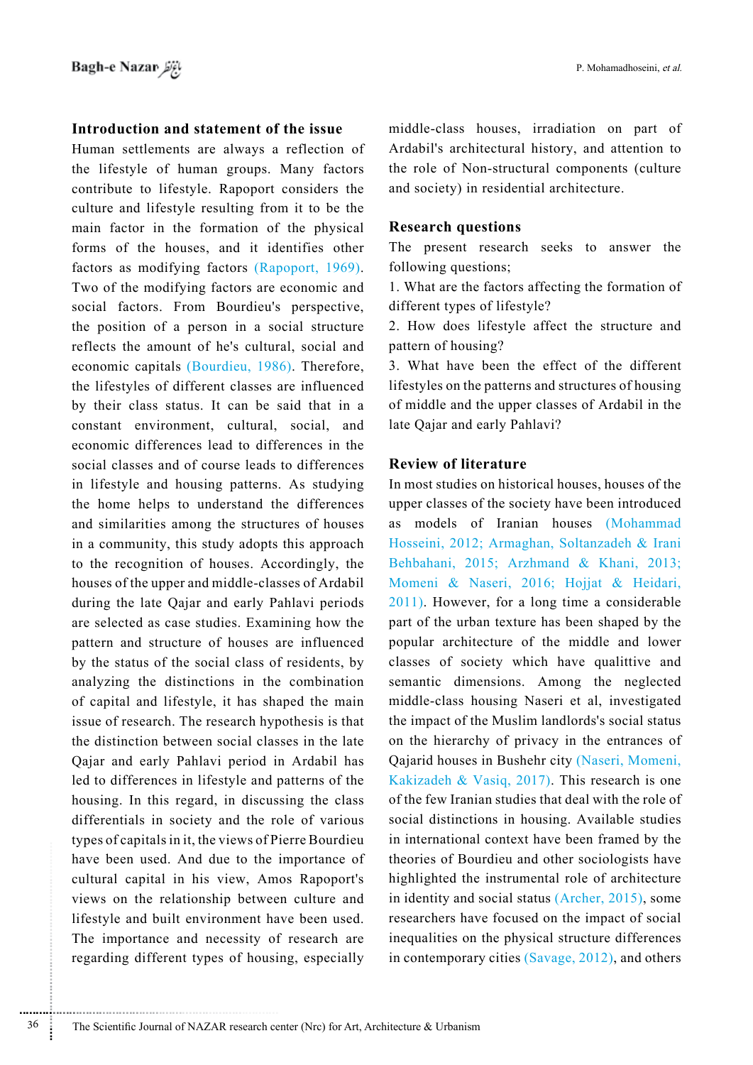## Introduction and statement of the issue

Human settlements are always a reflection of the lifestyle of human groups. Many factors contribute to lifestyle. Rapoport considers the culture and lifestyle resulting from it to be the main factor in the formation of the physical forms of the houses, and it identifies other factors as modifying factors (Rapoport, 1969). Two of the modifying factors are economic and social factors. From Bourdieu's perspective, the position of a person in a social structure reflects the amount of he's cultural, social and economic capitals (Bourdieu, 1986). Therefore, the lifestyles of different classes are influenced by their class status. It can be said that in a constant environment, cultural, social, and economic differences lead to differences in the social classes and of course leads to differences in lifestyle and housing patterns. As studying the home helps to understand the differences and similarities among the structures of houses in a community, this study adopts this approach to the recognition of houses. Accordingly, the houses of the upper and middle-classes of Ardabil during the late Qajar and early Pahlavi periods are selected as case studies. Examining how the pattern and structure of houses are influenced by the status of the social class of residents, by analyzing the distinctions in the combination of capital and lifestyle, it has shaped the main issue of research. The research hypothesis is that the distinction between social classes in the late Qajar and early Pahlavi period in Ardabil has led to differences in lifestyle and patterns of the housing. In this regard, in discussing the class differentials in society and the role of various types of capitals in it, the views of Pierre Bourdieu have been used. And due to the importance of cultural capital in his view, Amos Rapoport's views on the relationship between culture and lifestyle and built environment have been used. The importance and necessity of research are regarding different types of housing, especially middle-class houses, irradiation on part of Ardabil's architectural history, and attention to the role of Non-structural components (culture and society) in residential architecture.

## Research questions

The present research seeks to answer the following questions;

1. What are the factors affecting the formation of different types of lifestyle?
2. How does lifestyle affect the structure and pattern of housing?
3. What have been the effect of the different lifestyles on the patterns and structures of housing of middle and the upper classes of Ardabil in the late Qajar and early Pahlavi?

## Review of literature

In most studies on historical houses, houses of the upper classes of the society have been introduced as models of Iranian houses (Mohammad Hosseini, 2012; Armaghan, Soltanzadeh & Irani Behbahani, 2015; Arzhmand & Khani, 2013; Momeni & Naseri, 2016; Hojjat & Heidari, 2011). However, for a long time a considerable part of the urban texture has been shaped by the popular architecture of the middle and lower classes of society which have qualittive and semantic dimensions. Among the neglected middle-class housing Naseri et al, investigated the impact of the Muslim landlords's social status on the hierarchy of privacy in the entrances of Qajarid houses in Bushehr city (Naseri, Momeni, Kakizadeh & Vasiq, 2017). This research is one of the few Iranian studies that deal with the role of social distinctions in housing. Available studies in international context have been framed by the theories of Bourdieu and other sociologists have highlighted the instrumental role of architecture in identity and social status (Archer, 2015), some researchers have focused on the impact of social inequalities on the physical structure differences in contemporary cities (Savage, 2012), and others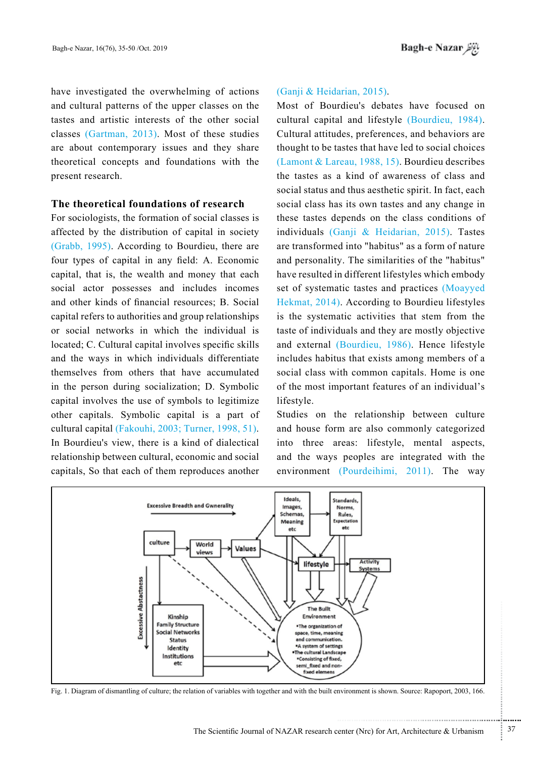have investigated the overwhelming of actions and cultural patterns of the upper classes on the tastes and artistic interests of the other social classes (Gartman, 2013). Most of these studies are about contemporary issues and they share theoretical concepts and foundations with the present research.

## The theoretical foundations of research

For sociologists, the formation of social classes is affected by the distribution of capital in society (Grabb, 1995). According to Bourdieu, there are four types of capital in any field: A. Economic capital, that is, the wealth and money that each social actor possesses and includes incomes and other kinds of financial resources; B. Social capital refers to authorities and group relationships or social networks in which the individual is located; C. Cultural capital involves specific skills and the ways in which individuals differentiate themselves from others that have accumulated in the person during socialization; D. Symbolic capital involves the use of symbols to legitimize other capitals. Symbolic capital is a part of cultural capital (Fakouhi, 2003; Turner, 1998, 51). In Bourdieu's view, there is a kind of dialectical relationship between cultural, economic and social capitals, So that each of them reproduces another (Ganji & Heidarian, 2015).

Most of Bourdieu's debates have focused on cultural capital and lifestyle (Bourdieu, 1984). Cultural attitudes, preferences, and behaviors are thought to be tastes that have led to social choices (Lamont & Lareau, 1988, 15). Bourdieu describes the tastes as a kind of awareness of class and social status and thus aesthetic spirit. In fact, each social class has its own tastes and any change in these tastes depends on the class conditions of individuals (Ganji & Heidarian, 2015). Tastes are transformed into "habitus" as a form of nature and personality. The similarities of the "habitus" have resulted in different lifestyles which embody set of systematic tastes and practices (Moayyed Hekmat, 2014). According to Bourdieu lifestyles is the systematic activities that stem from the taste of individuals and they are mostly objective and external (Bourdieu, 1986). Hence lifestyle includes habitus that exists among members of a social class with common capitals. Home is one of the most important features of an individual's lifestyle.

Studies on the relationship between culture and house form are also commonly categorized into three areas: lifestyle, mental aspects, and the ways peoples are integrated with the environment (Pourdeihimi, 2011). The way

Fig. 1. Diagram of dismantling of culture; the relation of variables with together and with the built environment is shown. Source: Rapoport, 2003, 166.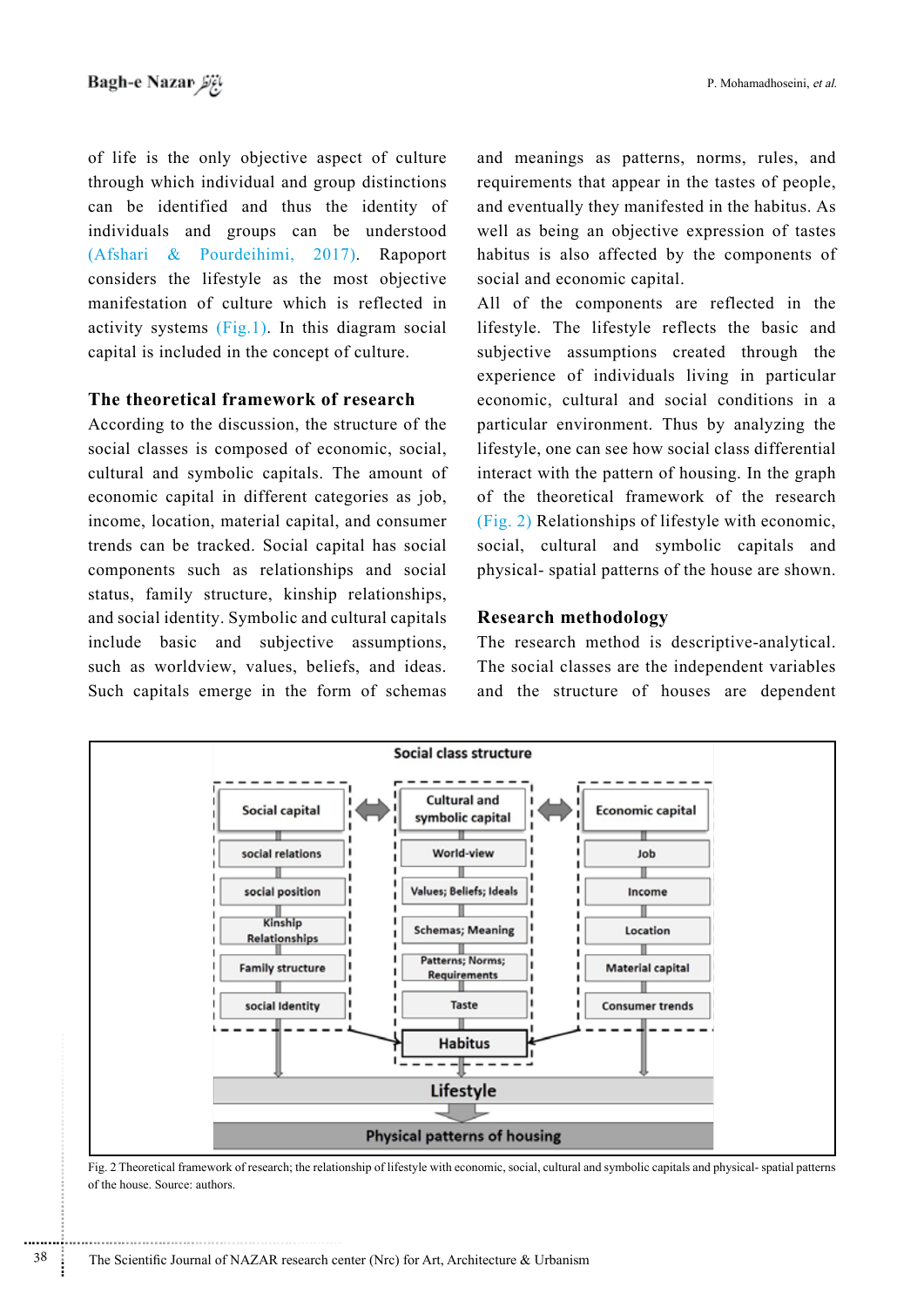of life is the only objective aspect of culture through which individual and group distinctions can be identified and thus the identity of individuals and groups can be understood (Afshari & Pourdeihimi, 2017). Rapoport considers the lifestyle as the most objective manifestation of culture which is reflected in activity systems (Fig.1). In this diagram social capital is included in the concept of culture.

## The theoretical framework of research

According to the discussion, the structure of the social classes is composed of economic, social, cultural and symbolic capitals. The amount of economic capital in different categories as job, income, location, material capital, and consumer trends can be tracked. Social capital has social components such as relationships and social status, family structure, kinship relationships, and social identity. Symbolic and cultural capitals include basic and subjective assumptions, such as worldview, values, beliefs, and ideas. Such capitals emerge in the form of schemas and meanings as patterns, norms, rules, and requirements that appear in the tastes of people, and eventually they manifested in the habitus. As well as being an objective expression of tastes habitus is also affected by the components of social and economic capital.

All of the components are reflected in the lifestyle. The lifestyle reflects the basic and subjective assumptions created through the experience of individuals living in particular economic, cultural and social conditions in a particular environment. Thus by analyzing the lifestyle, one can see how social class differential interact with the pattern of housing. In the graph of the theoretical framework of the research (Fig. 2) Relationships of lifestyle with economic, social, cultural and symbolic capitals and physical- spatial patterns of the house are shown.

## Research methodology

The research method is descriptive-analytical. The social classes are the independent variables and the structure of houses are dependent

Fig. 2 Theoretical framework of research; the relationship of lifestyle with economic, social, cultural and symbolic capitals and physical- spatial patterns of the house. Source: authors.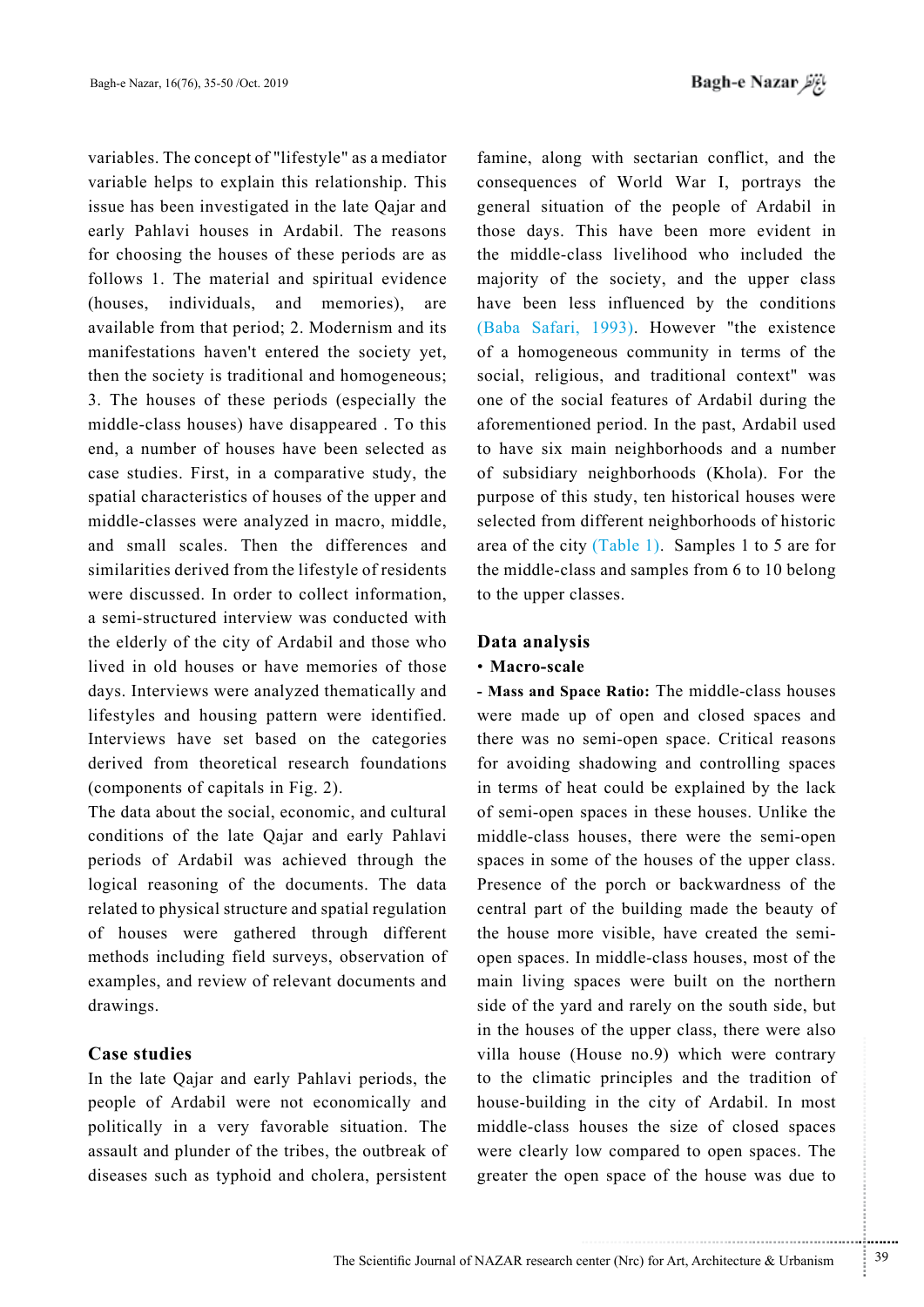variables. The concept of "lifestyle" as a mediator variable helps to explain this relationship. This issue has been investigated in the late Qajar and early Pahlavi houses in Ardabil. The reasons for choosing the houses of these periods are as follows 1. The material and spiritual evidence (houses, individuals, and memories), are available from that period; 2. Modernism and its manifestations haven't entered the society yet, then the society is traditional and homogeneous; 3. The houses of these periods (especially the middle-class houses) have disappeared . To this end, a number of houses have been selected as case studies. First, in a comparative study, the spatial characteristics of houses of the upper and middle-classes were analyzed in macro, middle, and small scales. Then the differences and similarities derived from the lifestyle of residents were discussed. In order to collect information, a semi-structured interview was conducted with the elderly of the city of Ardabil and those who lived in old houses or have memories of those days. Interviews were analyzed thematically and lifestyles and housing pattern were identified. Interviews have set based on the categories derived from theoretical research foundations (components of capitals in Fig. 2).

The data about the social, economic, and cultural conditions of the late Qajar and early Pahlavi periods of Ardabil was achieved through the logical reasoning of the documents. The data related to physical structure and spatial regulation of houses were gathered through different methods including field surveys, observation of examples, and review of relevant documents and drawings.

## Case studies

In the late Qajar and early Pahlavi periods, the people of Ardabil were not economically and politically in a very favorable situation. The assault and plunder of the tribes, the outbreak of diseases such as typhoid and cholera, persistent famine, along with sectarian conflict, and the consequences of World War I, portrays the general situation of the people of Ardabil in those days. This have been more evident in the middle-class livelihood who included the majority of the society, and the upper class have been less influenced by the conditions (Baba Safari, 1993). However "the existence of a homogeneous community in terms of the social, religious, and traditional context" was one of the social features of Ardabil during the aforementioned period. In the past, Ardabil used to have six main neighborhoods and a number of subsidiary neighborhoods (Khola). For the purpose of this study, ten historical houses were selected from different neighborhoods of historic area of the city (Table 1). Samples 1 to 5 are for the middle-class and samples from 6 to 10 belong to the upper classes.

## Data analysis

- **Macro-scale**

**- Mass and Space Ratio:** The middle-class houses were made up of open and closed spaces and there was no semi-open space. Critical reasons for avoiding shadowing and controlling spaces in terms of heat could be explained by the lack of semi-open spaces in these houses. Unlike the middle-class houses, there were the semi-open spaces in some of the houses of the upper class. Presence of the porch or backwardness of the central part of the building made the beauty of the house more visible, have created the semi-open spaces. In middle-class houses, most of the main living spaces were built on the northern side of the yard and rarely on the south side, but in the houses of the upper class, there were also villa house (House no.9) which were contrary to the climatic principles and the tradition of house-building in the city of Ardabil. In most middle-class houses the size of closed spaces were clearly low compared to open spaces. The greater the open space of the house was due to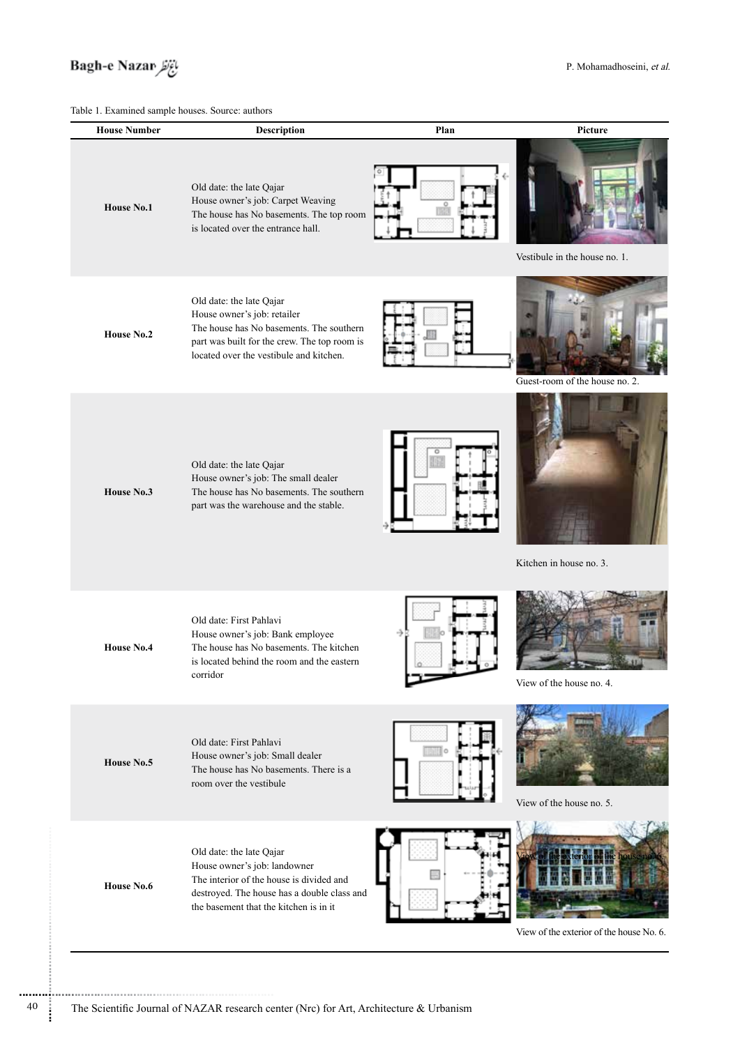Table 1. Examined sample houses. Source: authors

| House Number | Description | Plan | Picture |
|---|---|---|---|
| House No.1 | Old date: the late Qajar<br>House owner's job: Carpet Weaving<br>The house has No basements. The top room is located over the entrance hall. | | Vestibule in the house no. 1. |
| House No.2 | Old date: the late Qajar<br>House owner's job: retailer<br>The house has No basements. The southern part was built for the crew. The top room is located over the vestibule and kitchen. | | Guest-room of the house no. 2. |
| House No.3 | Old date: the late Qajar<br>House owner's job: The small dealer<br>The house has No basements. The southern part was the warehouse and the stable. | | Kitchen in house no. 3. |
| House No.4 | Old date: First Pahlavi<br>House owner's job: Bank employee<br>The house has No basements. The kitchen is located behind the room and the eastern corridor | | View of the house no. 4. |
| House No.5 | Old date: First Pahlavi<br>House owner's job: Small dealer<br>The house has No basements. There is a room over the vestibule | | View of the house no. 5. |
| House No.6 | Old date: the late Qajar<br>House owner's job: landowner<br>The interior of the house is divided and destroyed. The house has a double class and the basement that the kitchen is in it | | View of the exterior of the house No. 6. |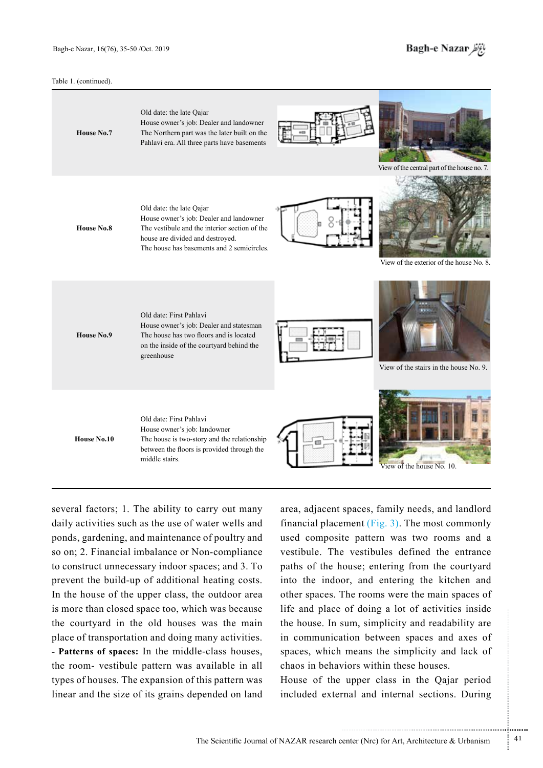Table 1. (continued).

| | | | |
|---|---|---|---|
| **House No.7** | Old date: the late Qajar<br>House owner's job: Dealer and landowner<br>The Northern part was the later built on the Pahlavi era. All three parts have basements | | View of the central part of the house no. 7. |
| **House No.8** | Old date: the late Qajar<br>House owner's job: Dealer and landowner<br>The vestibule and the interior section of the house are divided and destroyed.<br>The house has basements and 2 semicircles. | | View of the exterior of the house No. 8. |
| **House No.9** | Old date: First Pahlavi<br>House owner's job: Dealer and statesman<br>The house has two floors and is located on the inside of the courtyard behind the greenhouse | | View of the stairs in the house No. 9. |
| **House No.10** | Old date: First Pahlavi<br>House owner's job: landowner<br>The house is two-story and the relationship between the floors is provided through the middle stairs. | | View of the house No. 10. |

several factors; 1. The ability to carry out many daily activities such as the use of water wells and ponds, gardening, and maintenance of poultry and so on; 2. Financial imbalance or Non-compliance to construct unnecessary indoor spaces; and 3. To prevent the build-up of additional heating costs. In the house of the upper class, the outdoor area is more than closed space too, which was because the courtyard in the old houses was the main place of transportation and doing many activities.

**- Patterns of spaces:** In the middle-class houses, the room- vestibule pattern was available in all types of houses. The expansion of this pattern was linear and the size of its grains depended on land area, adjacent spaces, family needs, and landlord financial placement (Fig. 3). The most commonly used composite pattern was two rooms and a vestibule. The vestibules defined the entrance paths of the house; entering from the courtyard into the indoor, and entering the kitchen and other spaces. The rooms were the main spaces of life and place of doing a lot of activities inside the house. In sum, simplicity and readability are in communication between spaces and axes of spaces, which means the simplicity and lack of chaos in behaviors within these houses.

House of the upper class in the Qajar period included external and internal sections. During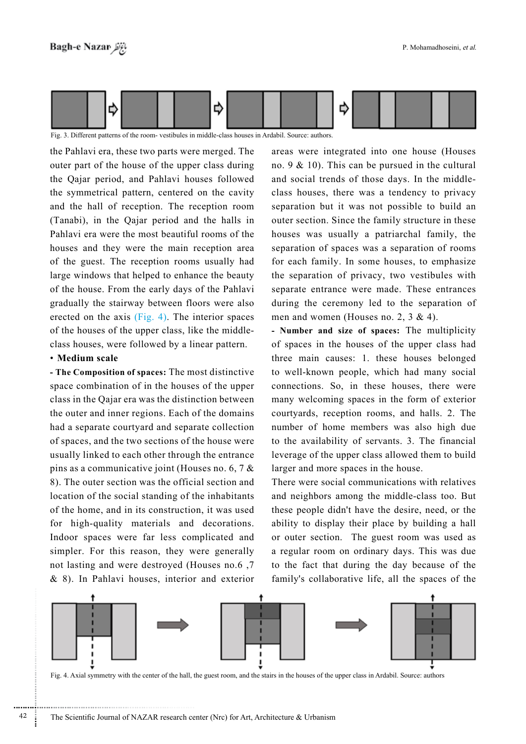Fig. 3. Different patterns of the room- vestibules in middle-class houses in Ardabil. Source: authors.

the Pahlavi era, these two parts were merged. The outer part of the house of the upper class during the Qajar period, and Pahlavi houses followed the symmetrical pattern, centered on the cavity and the hall of reception. The reception room (Tanabi), in the Qajar period and the halls in Pahlavi era were the most beautiful rooms of the houses and they were the main reception area of the guest. The reception rooms usually had large windows that helped to enhance the beauty of the house. From the early days of the Pahlavi gradually the stairway between floors were also erected on the axis (Fig. 4). The interior spaces of the houses of the upper class, like the middle-class houses, were followed by a linear pattern.

• **Medium scale**

**- The Composition of spaces:** The most distinctive space combination of in the houses of the upper class in the Qajar era was the distinction between the outer and inner regions. Each of the domains had a separate courtyard and separate collection of spaces, and the two sections of the house were usually linked to each other through the entrance pins as a communicative joint (Houses no. 6, 7 & 8). The outer section was the official section and location of the social standing of the inhabitants of the home, and in its construction, it was used for high-quality materials and decorations. Indoor spaces were far less complicated and simpler. For this reason, they were generally not lasting and were destroyed (Houses no.6 ,7 & 8). In Pahlavi houses, interior and exterior areas were integrated into one house (Houses no. 9 & 10). This can be pursued in the cultural and social trends of those days. In the middle-class houses, there was a tendency to privacy separation but it was not possible to build an outer section. Since the family structure in these houses was usually a patriarchal family, the separation of spaces was a separation of rooms for each family. In some houses, to emphasize the separation of privacy, two vestibules with separate entrance were made. These entrances during the ceremony led to the separation of men and women (Houses no. 2, 3 & 4).

**- Number and size of spaces:** The multiplicity of spaces in the houses of the upper class had three main causes: 1. these houses belonged to well-known people, which had many social connections. So, in these houses, there were many welcoming spaces in the form of exterior courtyards, reception rooms, and halls. 2. The number of home members was also high due to the availability of servants. 3. The financial leverage of the upper class allowed them to build larger and more spaces in the house.

There were social communications with relatives and neighbors among the middle-class too. But these people didn't have the desire, need, or the ability to display their place by building a hall or outer section. The guest room was used as a regular room on ordinary days. This was due to the fact that during the day because of the family's collaborative life, all the spaces of the

Fig. 4. Axial symmetry with the center of the hall, the guest room, and the stairs in the houses of the upper class in Ardabil. Source: authors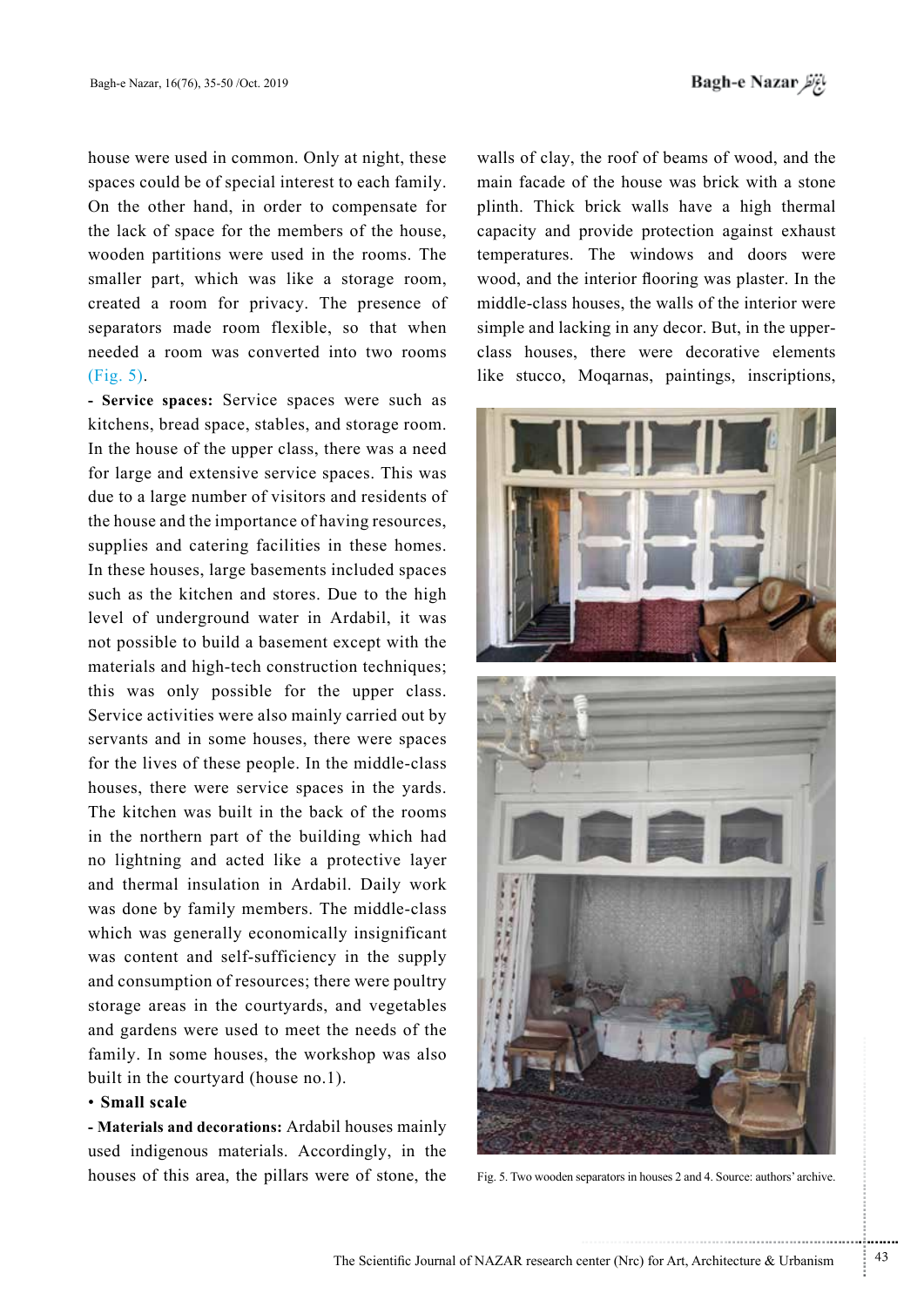house were used in common. Only at night, these spaces could be of special interest to each family. On the other hand, in order to compensate for the lack of space for the members of the house, wooden partitions were used in the rooms. The smaller part, which was like a storage room, created a room for privacy. The presence of separators made room flexible, so that when needed a room was converted into two rooms (Fig. 5).

**- Service spaces:** Service spaces were such as kitchens, bread space, stables, and storage room. In the house of the upper class, there was a need for large and extensive service spaces. This was due to a large number of visitors and residents of the house and the importance of having resources, supplies and catering facilities in these homes. In these houses, large basements included spaces such as the kitchen and stores. Due to the high level of underground water in Ardabil, it was not possible to build a basement except with the materials and high-tech construction techniques; this was only possible for the upper class. Service activities were also mainly carried out by servants and in some houses, there were spaces for the lives of these people. In the middle-class houses, there were service spaces in the yards. The kitchen was built in the back of the rooms in the northern part of the building which had no lightning and acted like a protective layer and thermal insulation in Ardabil. Daily work was done by family members. The middle-class which was generally economically insignificant was content and self-sufficiency in the supply and consumption of resources; there were poultry storage areas in the courtyards, and vegetables and gardens were used to meet the needs of the family. In some houses, the workshop was also built in the courtyard (house no.1).

• **Small scale**

**- Materials and decorations:** Ardabil houses mainly used indigenous materials. Accordingly, in the houses of this area, the pillars were of stone, the walls of clay, the roof of beams of wood, and the main facade of the house was brick with a stone plinth. Thick brick walls have a high thermal capacity and provide protection against exhaust temperatures. The windows and doors were wood, and the interior flooring was plaster. In the middle-class houses, the walls of the interior were simple and lacking in any decor. But, in the upper-class houses, there were decorative elements like stucco, Moqarnas, paintings, inscriptions,

Fig. 5. Two wooden separators in houses 2 and 4. Source: authors' archive.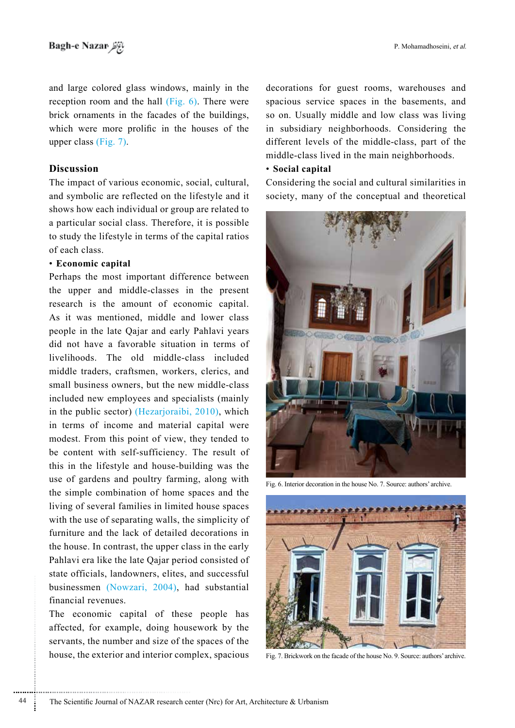and large colored glass windows, mainly in the reception room and the hall (Fig. 6). There were brick ornaments in the facades of the buildings, which were more prolific in the houses of the upper class (Fig. 7).

## Discussion

The impact of various economic, social, cultural, and symbolic are reflected on the lifestyle and it shows how each individual or group are related to a particular social class. Therefore, it is possible to study the lifestyle in terms of the capital ratios of each class.

- **Economic capital**

Perhaps the most important difference between the upper and middle-classes in the present research is the amount of economic capital. As it was mentioned, middle and lower class people in the late Qajar and early Pahlavi years did not have a favorable situation in terms of livelihoods. The old middle-class included middle traders, craftsmen, workers, clerics, and small business owners, but the new middle-class included new employees and specialists (mainly in the public sector) (Hezarjoraibi, 2010), which in terms of income and material capital were modest. From this point of view, they tended to be content with self-sufficiency. The result of this in the lifestyle and house-building was the use of gardens and poultry farming, along with the simple combination of home spaces and the living of several families in limited house spaces with the use of separating walls, the simplicity of furniture and the lack of detailed decorations in the house. In contrast, the upper class in the early Pahlavi era like the late Qajar period consisted of state officials, landowners, elites, and successful businessmen (Nowzari, 2004), had substantial financial revenues.

The economic capital of these people has affected, for example, doing housework by the servants, the number and size of the spaces of the house, the exterior and interior complex, spacious decorations for guest rooms, warehouses and spacious service spaces in the basements, and so on. Usually middle and low class was living in subsidiary neighborhoods. Considering the different levels of the middle-class, part of the middle-class lived in the main neighborhoods.

- **Social capital**

Considering the social and cultural similarities in society, many of the conceptual and theoretical

Fig. 6. Interior decoration in the house No. 7. Source: authors' archive.

Fig. 7. Brickwork on the facade of the house No. 9. Source: authors' archive.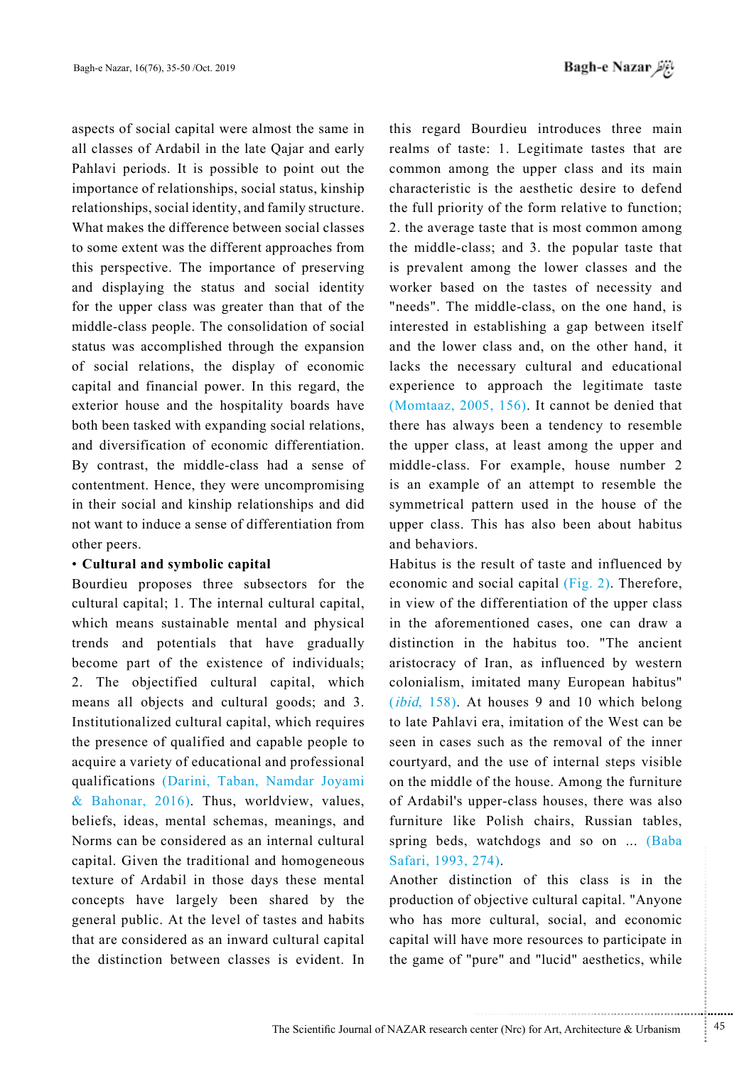aspects of social capital were almost the same in all classes of Ardabil in the late Qajar and early Pahlavi periods. It is possible to point out the importance of relationships, social status, kinship relationships, social identity, and family structure. What makes the difference between social classes to some extent was the different approaches from this perspective. The importance of preserving and displaying the status and social identity for the upper class was greater than that of the middle-class people. The consolidation of social status was accomplished through the expansion of social relations, the display of economic capital and financial power. In this regard, the exterior house and the hospitality boards have both been tasked with expanding social relations, and diversification of economic differentiation. By contrast, the middle-class had a sense of contentment. Hence, they were uncompromising in their social and kinship relationships and did not want to induce a sense of differentiation from other peers.

- **Cultural and symbolic capital**

Bourdieu proposes three subsectors for the cultural capital; 1. The internal cultural capital, which means sustainable mental and physical trends and potentials that have gradually become part of the existence of individuals; 2. The objectified cultural capital, which means all objects and cultural goods; and 3. Institutionalized cultural capital, which requires the presence of qualified and capable people to acquire a variety of educational and professional qualifications (Darini, Taban, Namdar Joyami & Bahonar, 2016). Thus, worldview, values, beliefs, ideas, mental schemas, meanings, and Norms can be considered as an internal cultural capital. Given the traditional and homogeneous texture of Ardabil in those days these mental concepts have largely been shared by the general public. At the level of tastes and habits that are considered as an inward cultural capital the distinction between classes is evident. In this regard Bourdieu introduces three main realms of taste: 1. Legitimate tastes that are common among the upper class and its main characteristic is the aesthetic desire to defend the full priority of the form relative to function; 2. the average taste that is most common among the middle-class; and 3. the popular taste that is prevalent among the lower classes and the worker based on the tastes of necessity and "needs". The middle-class, on the one hand, is interested in establishing a gap between itself and the lower class and, on the other hand, it lacks the necessary cultural and educational experience to approach the legitimate taste (Momtaaz, 2005, 156). It cannot be denied that there has always been a tendency to resemble the upper class, at least among the upper and middle-class. For example, house number 2 is an example of an attempt to resemble the symmetrical pattern used in the house of the upper class. This has also been about habitus and behaviors.

Habitus is the result of taste and influenced by economic and social capital (Fig. 2). Therefore, in view of the differentiation of the upper class in the aforementioned cases, one can draw a distinction in the habitus too. "The ancient aristocracy of Iran, as influenced by western colonialism, imitated many European habitus" (*ibid*, 158). At houses 9 and 10 which belong to late Pahlavi era, imitation of the West can be seen in cases such as the removal of the inner courtyard, and the use of internal steps visible on the middle of the house. Among the furniture of Ardabil's upper-class houses, there was also furniture like Polish chairs, Russian tables, spring beds, watchdogs and so on ... (Baba Safari, 1993, 274).

Another distinction of this class is in the production of objective cultural capital. "Anyone who has more cultural, social, and economic capital will have more resources to participate in the game of "pure" and "lucid" aesthetics, while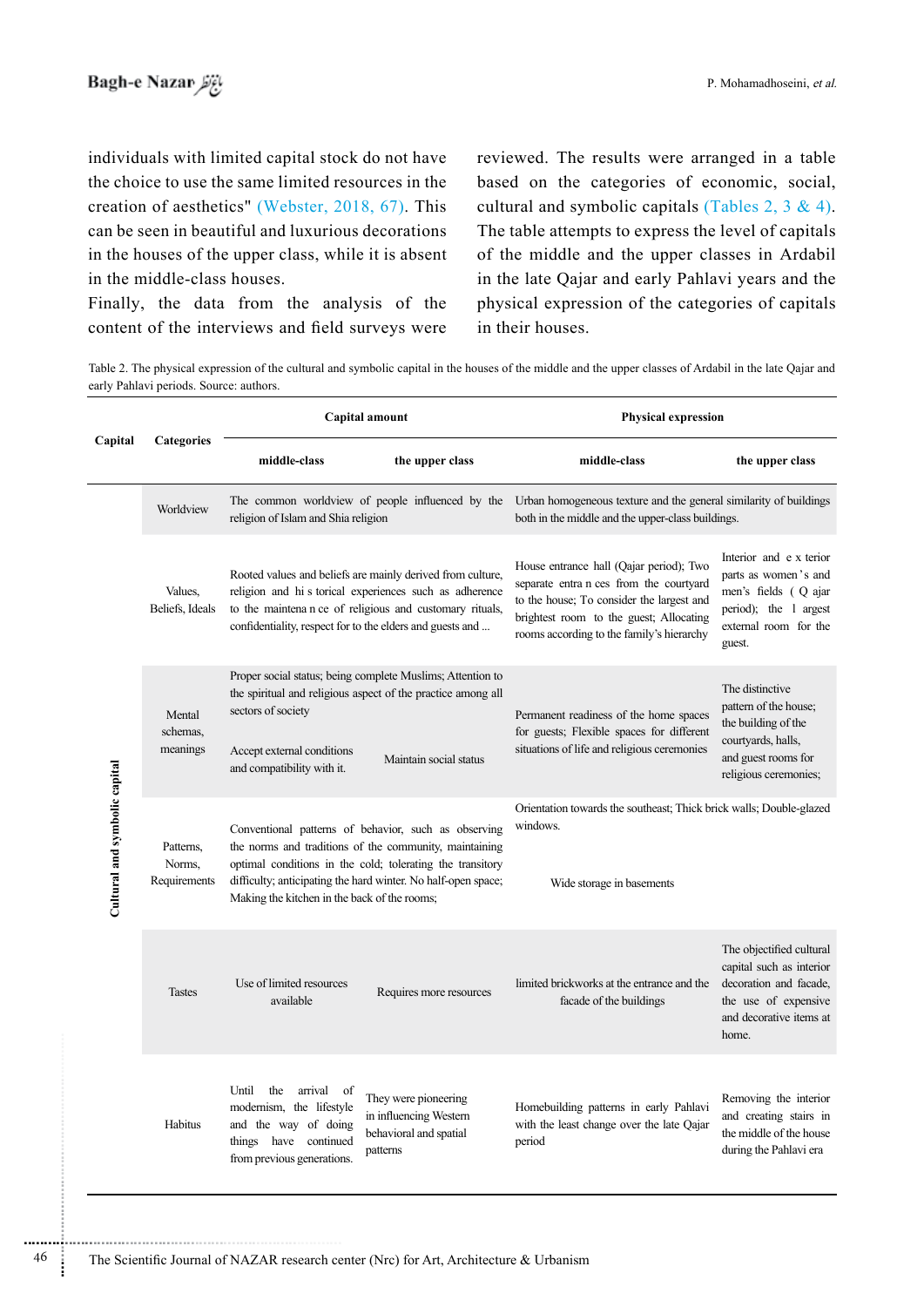individuals with limited capital stock do not have the choice to use the same limited resources in the creation of aesthetics" (Webster, 2018, 67). This can be seen in beautiful and luxurious decorations in the houses of the upper class, while it is absent in the middle-class houses.

Finally, the data from the analysis of the content of the interviews and field surveys were reviewed. The results were arranged in a table based on the categories of economic, social, cultural and symbolic capitals (Tables 2, 3 & 4). The table attempts to express the level of capitals of the middle and the upper classes in Ardabil in the late Qajar and early Pahlavi years and the physical expression of the categories of capitals in their houses.

Table 2. The physical expression of the cultural and symbolic capital in the houses of the middle and the upper classes of Ardabil in the late Qajar and early Pahlavi periods. Source: authors.

| Capital | Categories | Capital amount | | Physical expression | |
|---|---|---|---|---|---|
| | | middle-class | the upper class | middle-class | the upper class |
| Cultural and symbolic capital | Worldview | The common worldview of people influenced by the religion of Islam and Shia religion | | Urban homogeneous texture and the general similarity of buildings both in the middle and the upper-class buildings. | |
| | Values, Beliefs, Ideals | Rooted values and beliefs are mainly derived from culture, religion and his torical experiences such as adherence to the maintenance of religious and customary rituals, confidentiality, respect for to the elders and guests and ... | | House entrance hall (Qajar period); Two separate entrances from the courtyard to the house; To consider the largest and brightest room to the guest; Allocating rooms according to the family's hierarchy | Interior and exterior parts as women's and men's fields (Qajar period); the largest external room for the guest. |
| | Mental schemas, meanings | Proper social status; being complete Muslims; Attention to the spiritual and religious aspect of the practice among all sectors of society<br>Accept external conditions and compatibility with it. | Maintain social status | Permanent readiness of the home spaces for guests; Flexible spaces for different situations of life and religious ceremonies | The distinctive pattern of the house; the building of the courtyards, halls, and guest rooms for religious ceremonies; |
| | Patterns, Norms, Requirements | Conventional patterns of behavior, such as observing the norms and traditions of the community, maintaining optimal conditions in the cold; tolerating the transitory difficulty; anticipating the hard winter. No half-open space; Making the kitchen in the back of the rooms; | | Orientation towards the southeast; Thick brick walls; Double-glazed windows.<br>Wide storage in basements | |
| | Tastes | Use of limited resources available | Requires more resources | limited brickworks at the entrance and the facade of the buildings | The objectified cultural capital such as interior decoration and facade, the use of expensive and decorative items at home. |
| | Habitus | Until the arrival of modernism, the lifestyle and the way of doing things have continued from previous generations. | They were pioneering in influencing Western behavioral and spatial patterns | Homebuilding patterns in early Pahlavi with the least change over the late Qajar period | Removing the interior and creating stairs in the middle of the house during the Pahlavi era |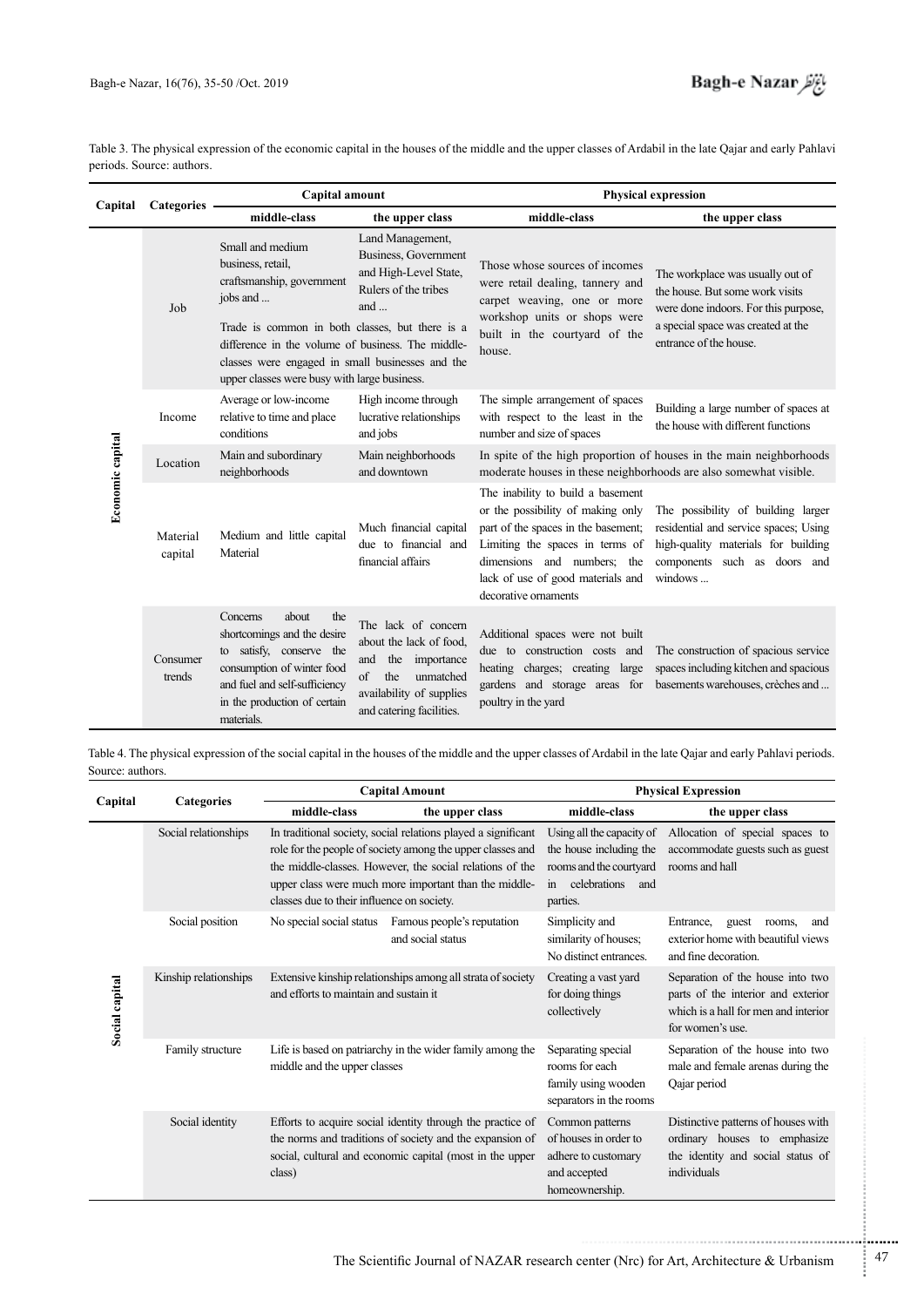Table 3. The physical expression of the economic capital in the houses of the middle and the upper classes of Ardabil in the late Qajar and early Pahlavi periods. Source: authors.

| Capital | Categories | Capital amount | | Physical expression | |
|---|---|---|---|---|---|
| | | middle-class | the upper class | middle-class | the upper class |
| Economic capital | Job | Small and medium business, retail, craftsmanship, government jobs and ... | Land Management, Business, Government and High-Level State, Rulers of the tribes and ... | Those whose sources of incomes were retail dealing, tannery and carpet weaving, one or more workshop units or shops were built in the courtyard of the house. | The workplace was usually out of the house. But some work visits were done indoors. For this purpose, a special space was created at the entrance of the house. |
| | | Trade is common in both classes, but there is a difference in the volume of business. The middle-classes were engaged in small businesses and the upper classes were busy with large business. | | | |
| | Income | Average or low-income relative to time and place conditions | High income through lucrative relationships and jobs | The simple arrangement of spaces with respect to the least in the number and size of spaces | Building a large number of spaces at the house with different functions |
| | Location | Main and subordinary neighborhoods | Main neighborhoods and downtown | In spite of the high proportion of houses in the main neighborhoods moderate houses in these neighborhoods are also somewhat visible. | |
| | Material capital | Medium and little capital Material | Much financial capital due to financial and financial affairs | The inability to build a basement or the possibility of making only part of the spaces in the basement; Limiting the spaces in terms of dimensions and numbers; the lack of use of good materials and decorative ornaments | The possibility of building larger residential and service spaces; Using high-quality materials for building components such as doors and windows ... |
| | Consumer trends | Concerns about the shortcomings and the desire to satisfy, conserve the consumption of winter food and fuel and self-sufficiency in the production of certain materials. | The lack of concern about the lack of food, and the importance of the unmatched availability of supplies and catering facilities. | Additional spaces were not built due to construction costs and heating charges; creating large gardens and storage areas for poultry in the yard | The construction of spacious service spaces including kitchen and spacious basements warehouses, crèches and ... |

Table 4. The physical expression of the social capital in the houses of the middle and the upper classes of Ardabil in the late Qajar and early Pahlavi periods. Source: authors.

| Capital | Categories | Capital Amount | | Physical Expression | |
|---|---|---|---|---|---|
| | | middle-class | the upper class | middle-class | the upper class |
| Social capital | Social relationships | In traditional society, social relations played a significant role for the people of society among the upper classes and the middle-classes. However, the social relations of the upper class were much more important than the middle-classes due to their influence on society. | | Using all the capacity of the house including the rooms and the courtyard in celebrations and parties. | Allocation of special spaces to accommodate guests such as guest rooms and hall |
| | Social position | No special social status | Famous people's reputation and social status | Simplicity and similarity of houses; No distinct entrances. | Entrance, guest rooms, and exterior home with beautiful views and fine decoration. |
| | Kinship relationships | Extensive kinship relationships among all strata of society and efforts to maintain and sustain it | | Creating a vast yard for doing things collectively | Separation of the house into two parts of the interior and exterior which is a hall for men and interior for women's use. |
| | Family structure | Life is based on patriarchy in the wider family among the middle and the upper classes | | Separating special rooms for each family using wooden separators in the rooms | Separation of the house into two male and female arenas during the Qajar period |
| | Social identity | Efforts to acquire social identity through the practice of the norms and traditions of society and the expansion of social, cultural and economic capital (most in the upper class) | | Common patterns of houses in order to adhere to customary and accepted homeownership. | Distinctive patterns of houses with ordinary houses to emphasize the identity and social status of individuals |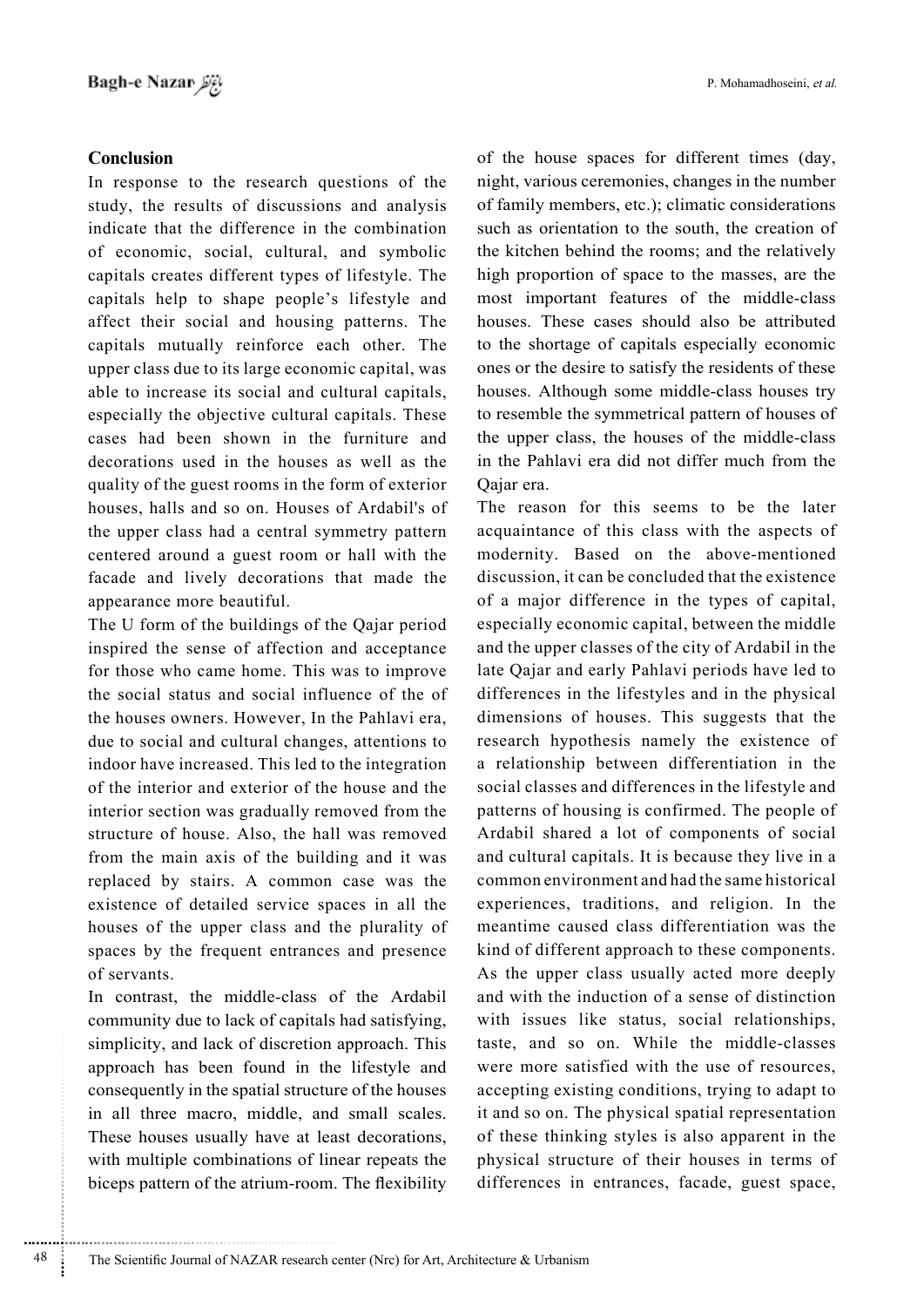## Conclusion

In response to the research questions of the study, the results of discussions and analysis indicate that the difference in the combination of economic, social, cultural, and symbolic capitals creates different types of lifestyle. The capitals help to shape people's lifestyle and affect their social and housing patterns. The capitals mutually reinforce each other. The upper class due to its large economic capital, was able to increase its social and cultural capitals, especially the objective cultural capitals. These cases had been shown in the furniture and decorations used in the houses as well as the quality of the guest rooms in the form of exterior houses, halls and so on. Houses of Ardabil's of the upper class had a central symmetry pattern centered around a guest room or hall with the facade and lively decorations that made the appearance more beautiful.

The U form of the buildings of the Qajar period inspired the sense of affection and acceptance for those who came home. This was to improve the social status and social influence of the of the houses owners. However, In the Pahlavi era, due to social and cultural changes, attentions to indoor have increased. This led to the integration of the interior and exterior of the house and the interior section was gradually removed from the structure of house. Also, the hall was removed from the main axis of the building and it was replaced by stairs. A common case was the existence of detailed service spaces in all the houses of the upper class and the plurality of spaces by the frequent entrances and presence of servants.

In contrast, the middle-class of the Ardabil community due to lack of capitals had satisfying, simplicity, and lack of discretion approach. This approach has been found in the lifestyle and consequently in the spatial structure of the houses in all three macro, middle, and small scales. These houses usually have at least decorations, with multiple combinations of linear repeats the biceps pattern of the atrium-room. The flexibility of the house spaces for different times (day, night, various ceremonies, changes in the number of family members, etc.); climatic considerations such as orientation to the south, the creation of the kitchen behind the rooms; and the relatively high proportion of space to the masses, are the most important features of the middle-class houses. These cases should also be attributed to the shortage of capitals especially economic ones or the desire to satisfy the residents of these houses. Although some middle-class houses try to resemble the symmetrical pattern of houses of the upper class, the houses of the middle-class in the Pahlavi era did not differ much from the Qajar era.

The reason for this seems to be the later acquaintance of this class with the aspects of modernity. Based on the above-mentioned discussion, it can be concluded that the existence of a major difference in the types of capital, especially economic capital, between the middle and the upper classes of the city of Ardabil in the late Qajar and early Pahlavi periods have led to differences in the lifestyles and in the physical dimensions of houses. This suggests that the research hypothesis namely the existence of a relationship between differentiation in the social classes and differences in the lifestyle and patterns of housing is confirmed. The people of Ardabil shared a lot of components of social and cultural capitals. It is because they live in a common environment and had the same historical experiences, traditions, and religion. In the meantime caused class differentiation was the kind of different approach to these components. As the upper class usually acted more deeply and with the induction of a sense of distinction with issues like status, social relationships, taste, and so on. While the middle-classes were more satisfied with the use of resources, accepting existing conditions, trying to adapt to it and so on. The physical spatial representation of these thinking styles is also apparent in the physical structure of their houses in terms of differences in entrances, facade, guest space,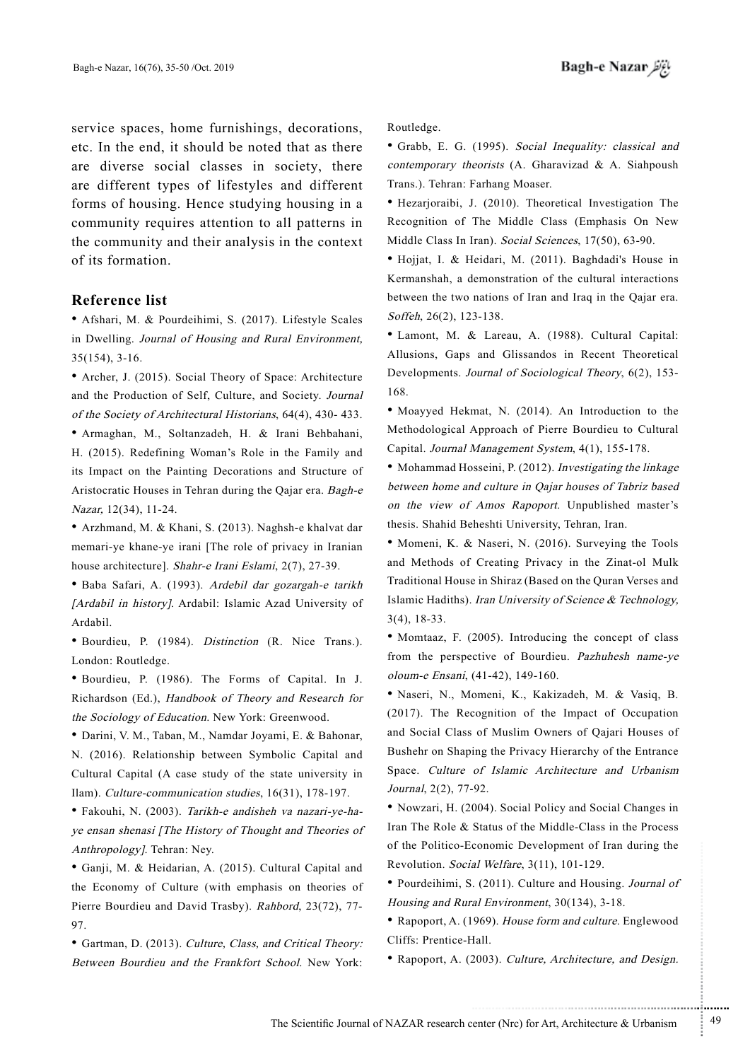service spaces, home furnishings, decorations, etc. In the end, it should be noted that as there are diverse social classes in society, there are different types of lifestyles and different forms of housing. Hence studying housing in a community requires attention to all patterns in the community and their analysis in the context of its formation.

### Reference list

- Afshari, M. & Pourdeihimi, S. (2017). Lifestyle Scales in Dwelling. *Journal of Housing and Rural Environment*, 35(154), 3-16.
- Archer, J. (2015). Social Theory of Space: Architecture and the Production of Self, Culture, and Society. *Journal of the Society of Architectural Historians*, 64(4), 430- 433.
- Armaghan, M., Soltanzadeh, H. & Irani Behbahani, H. (2015). Redefining Woman's Role in the Family and its Impact on the Painting Decorations and Structure of Aristocratic Houses in Tehran during the Qajar era. *Bagh-e Nazar*, 12(34), 11-24.
- Arzhmand, M. & Khani, S. (2013). Naghsh-e khalvat dar memari-ye khane-ye irani [The role of privacy in Iranian house architecture]. *Shahr-e Irani Eslami*, 2(7), 27-39.
- Baba Safari, A. (1993). *Ardebil dar gozargah-e tarikh [Ardabil in history]*. Ardabil: Islamic Azad University of Ardabil.
- Bourdieu, P. (1984). *Distinction* (R. Nice Trans.). London: Routledge.
- Bourdieu, P. (1986). The Forms of Capital. In J. Richardson (Ed.), *Handbook of Theory and Research for the Sociology of Education*. New York: Greenwood.
- Darini, V. M., Taban, M., Namdar Joyami, E. & Bahonar, N. (2016). Relationship between Symbolic Capital and Cultural Capital (A case study of the state university in Ilam). *Culture-communication studies*, 16(31), 178-197.
- Fakouhi, N. (2003). *Tarikh-e andisheh va nazari-ye-ha-ye ensan shenasi [The History of Thought and Theories of Anthropology]*. Tehran: Ney.
- Ganji, M. & Heidarian, A. (2015). Cultural Capital and the Economy of Culture (with emphasis on theories of Pierre Bourdieu and David Trasby). *Rahbord*, 23(72), 77-97.
- Gartman, D. (2013). *Culture, Class, and Critical Theory: Between Bourdieu and the Frankfort School*. New York: Routledge.
- Grabb, E. G. (1995). *Social Inequality: classical and contemporary theorists* (A. Gharavizad & A. Siahpoush Trans.). Tehran: Farhang Moaser.
- Hezarjoraibi, J. (2010). Theoretical Investigation The Recognition of The Middle Class (Emphasis On New Middle Class In Iran). *Social Sciences*, 17(50), 63-90.
- Hojjat, I. & Heidari, M. (2011). Baghdadi's House in Kermanshah, a demonstration of the cultural interactions between the two nations of Iran and Iraq in the Qajar era. *Soffeh*, 26(2), 123-138.
- Lamont, M. & Lareau, A. (1988). Cultural Capital: Allusions, Gaps and Glissandos in Recent Theoretical Developments. *Journal of Sociological Theory*, 6(2), 153-168.
- Moayyed Hekmat, N. (2014). An Introduction to the Methodological Approach of Pierre Bourdieu to Cultural Capital. *Journal Management System*, 4(1), 155-178.
- Mohammad Hosseini, P. (2012). *Investigating the linkage between home and culture in Qajar houses of Tabriz based on the view of Amos Rapoport*. Unpublished master's thesis. Shahid Beheshti University, Tehran, Iran.
- Momeni, K. & Naseri, N. (2016). Surveying the Tools and Methods of Creating Privacy in the Zinat-ol Mulk Traditional House in Shiraz (Based on the Quran Verses and Islamic Hadiths). *Iran University of Science & Technology*, 3(4), 18-33.
- Momtaaz, F. (2005). Introducing the concept of class from the perspective of Bourdieu. *Pazhuhesh name-ye oloum-e Ensani*, (41-42), 149-160.
- Naseri, N., Momeni, K., Kakizadeh, M. & Vasiq, B. (2017). The Recognition of the Impact of Occupation and Social Class of Muslim Owners of Qajari Houses of Bushehr on Shaping the Privacy Hierarchy of the Entrance Space. *Culture of Islamic Architecture and Urbanism Journal*, 2(2), 77-92.
- Nowzari, H. (2004). Social Policy and Social Changes in Iran The Role & Status of the Middle-Class in the Process of the Politico-Economic Development of Iran during the Revolution. *Social Welfare*, 3(11), 101-129.
- Pourdeihimi, S. (2011). Culture and Housing. *Journal of Housing and Rural Environment*, 30(134), 3-18.
- Rapoport, A. (1969). *House form and culture*. Englewood Cliffs: Prentice-Hall.
- Rapoport, A. (2003). *Culture, Architecture, and Design*.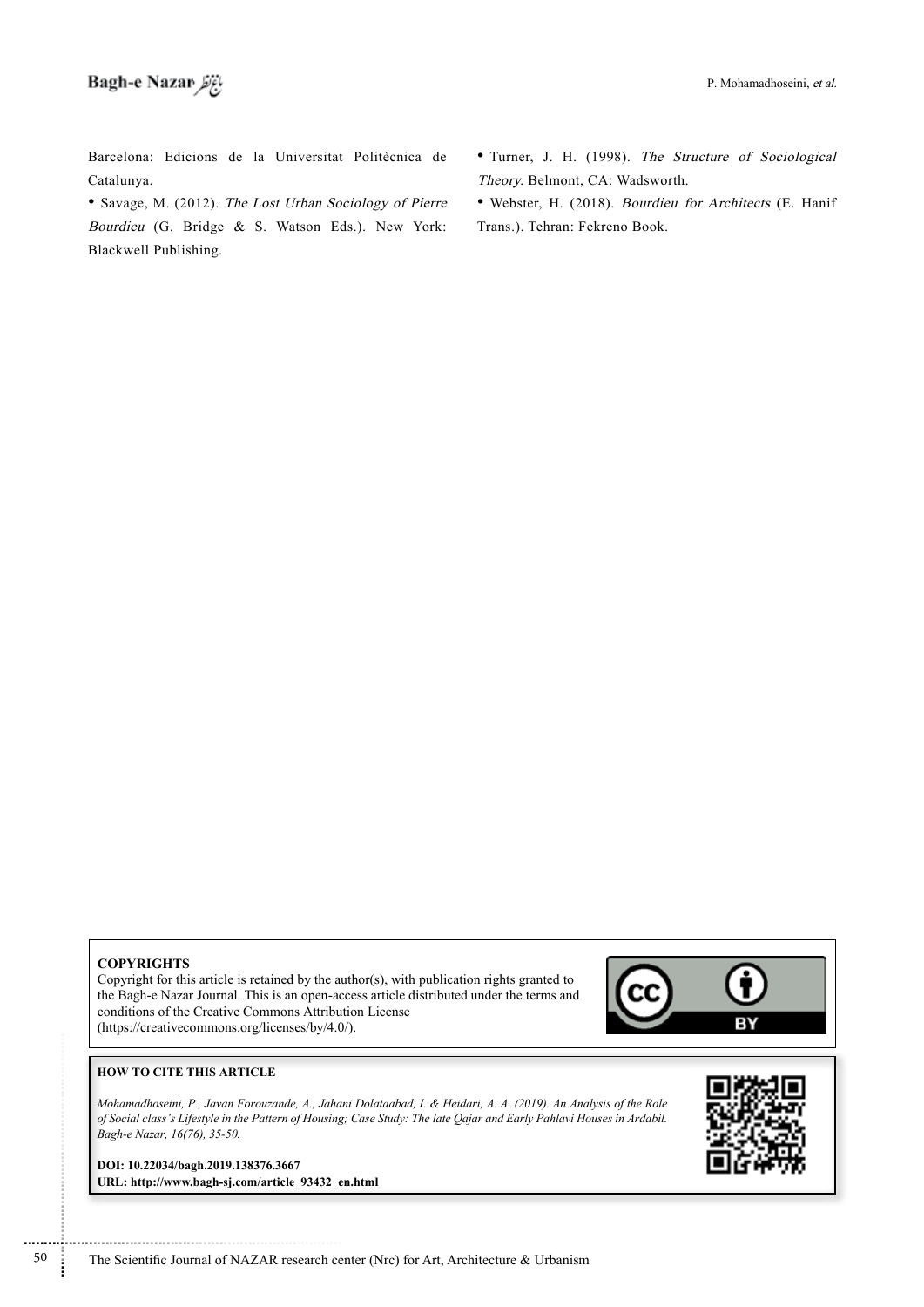Barcelona: Edicions de la Universitat Politècnica de Catalunya.

- Savage, M. (2012). *The Lost Urban Sociology of Pierre Bourdieu* (G. Bridge & S. Watson Eds.). New York: Blackwell Publishing.
- Turner, J. H. (1998). *The Structure of Sociological Theory*. Belmont, CA: Wadsworth.
- Webster, H. (2018). *Bourdieu for Architects* (E. Hanif Trans.). Tehran: Fekreno Book.

**COPYRIGHTS**

Copyright for this article is retained by the author(s), with publication rights granted to the Bagh-e Nazar Journal. This is an open-access article distributed under the terms and conditions of the Creative Commons Attribution License (https://creativecommons.org/licenses/by/4.0/).

**HOW TO CITE THIS ARTICLE**

*Mohamadhoseini, P., Javan Forouzande, A., Jahani Dolataabad, I. & Heidari, A. A. (2019). An Analysis of the Role of Social class's Lifestyle in the Pattern of Housing; Case Study: The late Qajar and Early Pahlavi Houses in Ardabil. Bagh-e Nazar, 16(76), 35-50.*

**DOI: 10.22034/bagh.2019.138376.3667**

**URL: http://www.bagh-sj.com/article_93432_en.html**